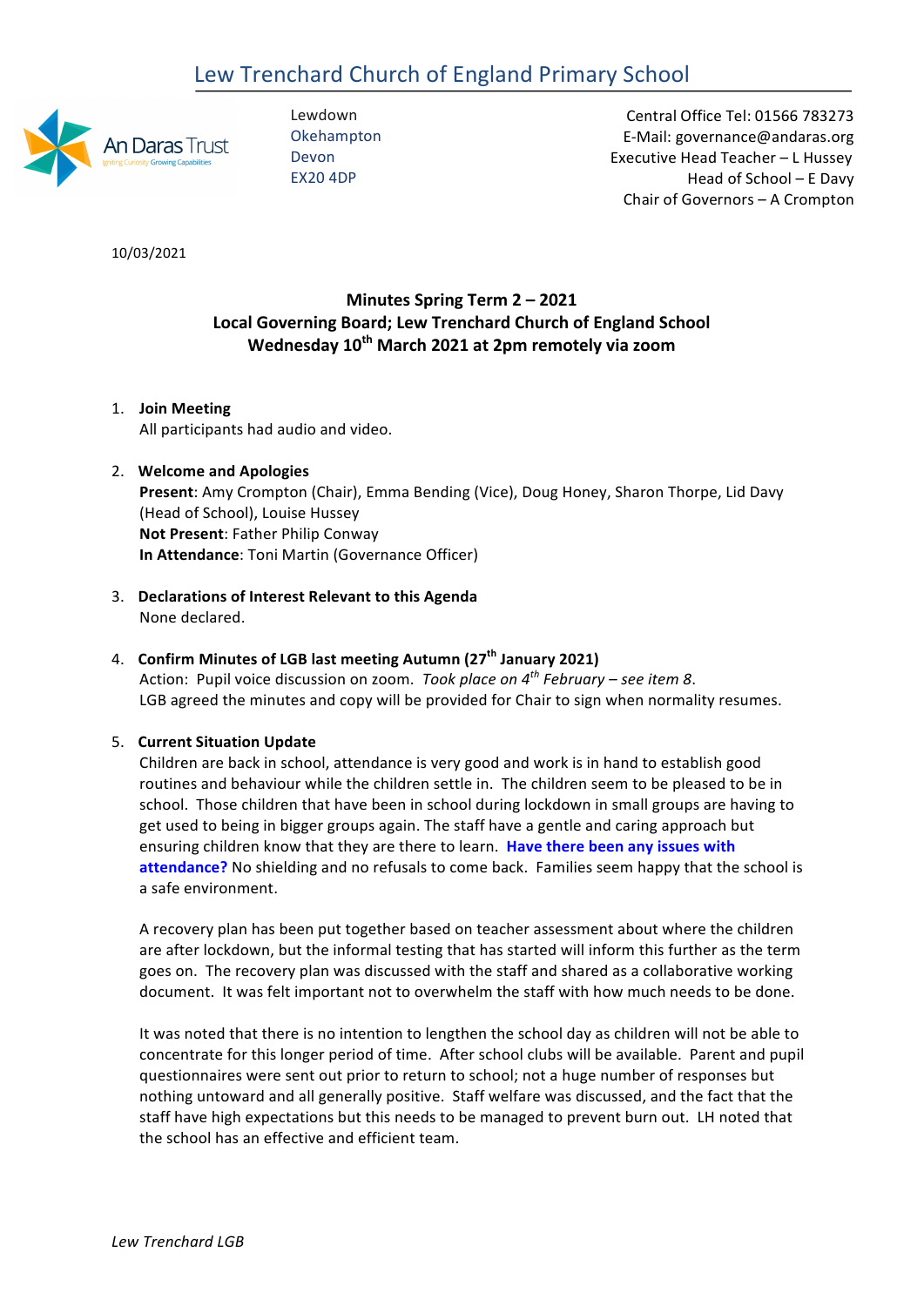# Lew Trenchard Church of England Primary School

Lewdown
Okehampton
Devon
EX20 4DP

Central Office Tel: 01566 783273
E-Mail: governance@andaras.org
Executive Head Teacher – L Hussey
Head of School – E Davy
Chair of Governors – A Crompton

10/03/2021

**Minutes Spring Term 2 – 2021**
**Local Governing Board; Lew Trenchard Church of England School**
**Wednesday 10th March 2021 at 2pm remotely via zoom**

1. **Join Meeting**
   All participants had audio and video.

2. **Welcome and Apologies**
   **Present**: Amy Crompton (Chair), Emma Bending (Vice), Doug Honey, Sharon Thorpe, Lid Davy (Head of School), Louise Hussey
   **Not Present**: Father Philip Conway
   **In Attendance**: Toni Martin (Governance Officer)

3. **Declarations of Interest Relevant to this Agenda**
   None declared.

4. **Confirm Minutes of LGB last meeting Autumn (27th January 2021)**
   Action: Pupil voice discussion on zoom. *Took place on 4th February – see item 8*.
   LGB agreed the minutes and copy will be provided for Chair to sign when normality resumes.

5. **Current Situation Update**
   Children are back in school, attendance is very good and work is in hand to establish good routines and behaviour while the children settle in. The children seem to be pleased to be in school. Those children that have been in school during lockdown in small groups are having to get used to being in bigger groups again. The staff have a gentle and caring approach but ensuring children know that they are there to learn. **Have there been any issues with attendance?** No shielding and no refusals to come back. Families seem happy that the school is a safe environment.

   A recovery plan has been put together based on teacher assessment about where the children are after lockdown, but the informal testing that has started will inform this further as the term goes on. The recovery plan was discussed with the staff and shared as a collaborative working document. It was felt important not to overwhelm the staff with how much needs to be done.

   It was noted that there is no intention to lengthen the school day as children will not be able to concentrate for this longer period of time. After school clubs will be available. Parent and pupil questionnaires were sent out prior to return to school; not a huge number of responses but nothing untoward and all generally positive. Staff welfare was discussed, and the fact that the staff have high expectations but this needs to be managed to prevent burn out. LH noted that the school has an effective and efficient team.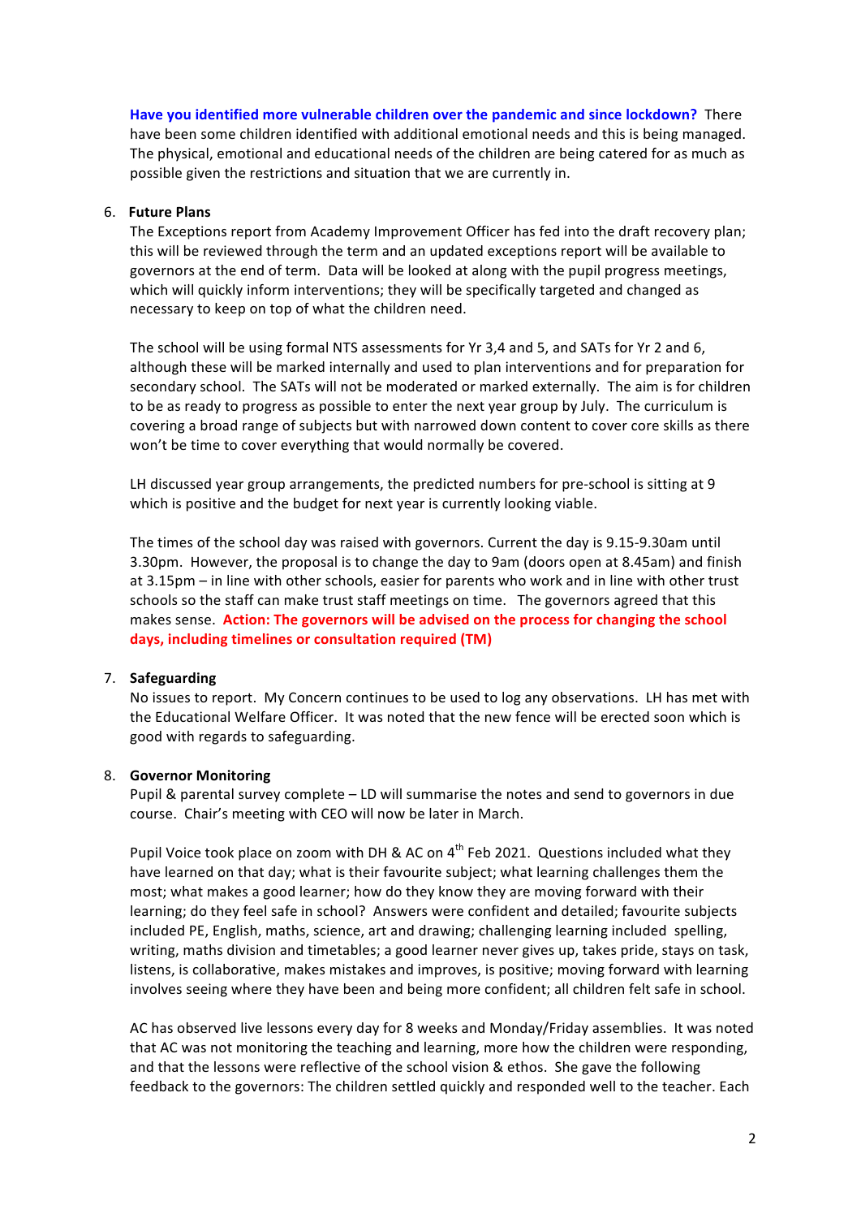**Have you identified more vulnerable children over the pandemic and since lockdown?** There have been some children identified with additional emotional needs and this is being managed. The physical, emotional and educational needs of the children are being catered for as much as possible given the restrictions and situation that we are currently in.

6. **Future Plans**

   The Exceptions report from Academy Improvement Officer has fed into the draft recovery plan; this will be reviewed through the term and an updated exceptions report will be available to governors at the end of term. Data will be looked at along with the pupil progress meetings, which will quickly inform interventions; they will be specifically targeted and changed as necessary to keep on top of what the children need.

   The school will be using formal NTS assessments for Yr 3,4 and 5, and SATs for Yr 2 and 6, although these will be marked internally and used to plan interventions and for preparation for secondary school. The SATs will not be moderated or marked externally. The aim is for children to be as ready to progress as possible to enter the next year group by July. The curriculum is covering a broad range of subjects but with narrowed down content to cover core skills as there won't be time to cover everything that would normally be covered.

   LH discussed year group arrangements, the predicted numbers for pre-school is sitting at 9 which is positive and the budget for next year is currently looking viable.

   The times of the school day was raised with governors. Current the day is 9.15-9.30am until 3.30pm. However, the proposal is to change the day to 9am (doors open at 8.45am) and finish at 3.15pm – in line with other schools, easier for parents who work and in line with other trust schools so the staff can make trust staff meetings on time. The governors agreed that this makes sense. **Action: The governors will be advised on the process for changing the school days, including timelines or consultation required (TM)**

7. **Safeguarding**

   No issues to report. My Concern continues to be used to log any observations. LH has met with the Educational Welfare Officer. It was noted that the new fence will be erected soon which is good with regards to safeguarding.

8. **Governor Monitoring**

   Pupil & parental survey complete – LD will summarise the notes and send to governors in due course. Chair's meeting with CEO will now be later in March.

   Pupil Voice took place on zoom with DH & AC on 4th Feb 2021. Questions included what they have learned on that day; what is their favourite subject; what learning challenges them the most; what makes a good learner; how do they know they are moving forward with their learning; do they feel safe in school? Answers were confident and detailed; favourite subjects included PE, English, maths, science, art and drawing; challenging learning included spelling, writing, maths division and timetables; a good learner never gives up, takes pride, stays on task, listens, is collaborative, makes mistakes and improves, is positive; moving forward with learning involves seeing where they have been and being more confident; all children felt safe in school.

   AC has observed live lessons every day for 8 weeks and Monday/Friday assemblies. It was noted that AC was not monitoring the teaching and learning, more how the children were responding, and that the lessons were reflective of the school vision & ethos. She gave the following feedback to the governors: The children settled quickly and responded well to the teacher. Each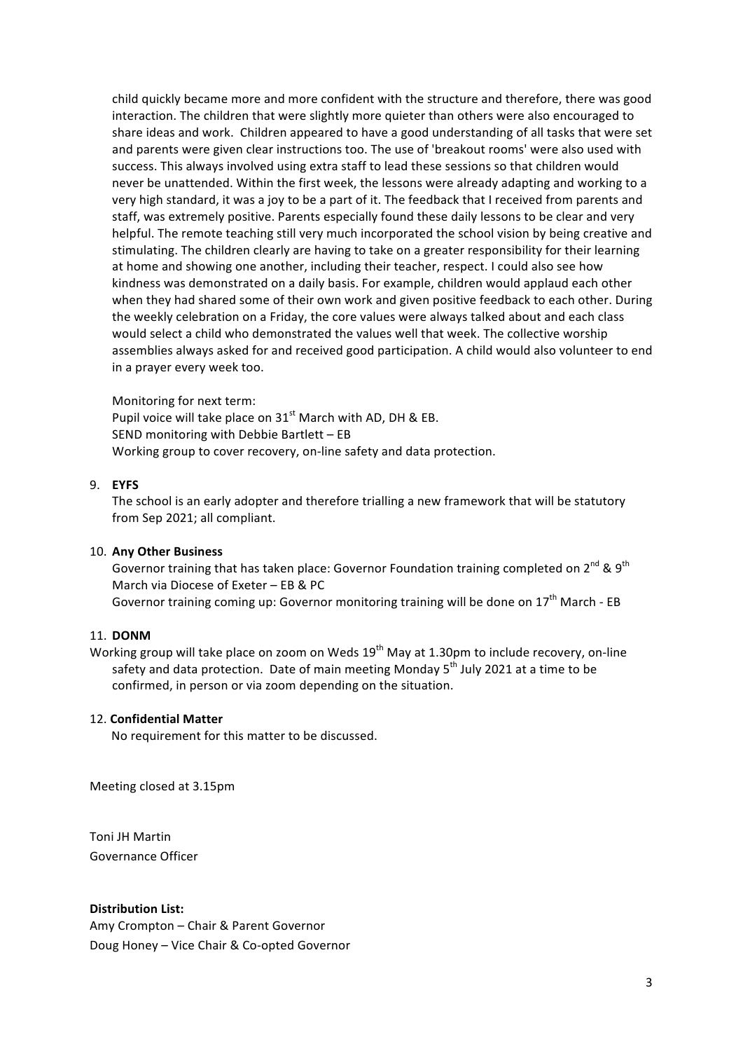child quickly became more and more confident with the structure and therefore, there was good interaction. The children that were slightly more quieter than others were also encouraged to share ideas and work. Children appeared to have a good understanding of all tasks that were set and parents were given clear instructions too. The use of 'breakout rooms' were also used with success. This always involved using extra staff to lead these sessions so that children would never be unattended. Within the first week, the lessons were already adapting and working to a very high standard, it was a joy to be a part of it. The feedback that I received from parents and staff, was extremely positive. Parents especially found these daily lessons to be clear and very helpful. The remote teaching still very much incorporated the school vision by being creative and stimulating. The children clearly are having to take on a greater responsibility for their learning at home and showing one another, including their teacher, respect. I could also see how kindness was demonstrated on a daily basis. For example, children would applaud each other when they had shared some of their own work and given positive feedback to each other. During the weekly celebration on a Friday, the core values were always talked about and each class would select a child who demonstrated the values well that week. The collective worship assemblies always asked for and received good participation. A child would also volunteer to end in a prayer every week too.

Monitoring for next term:
Pupil voice will take place on 31st March with AD, DH & EB.
SEND monitoring with Debbie Bartlett – EB
Working group to cover recovery, on-line safety and data protection.

9. **EYFS**

The school is an early adopter and therefore trialling a new framework that will be statutory from Sep 2021; all compliant.

10. **Any Other Business**

Governor training that has taken place: Governor Foundation training completed on 2nd & 9th March via Diocese of Exeter – EB & PC
Governor training coming up: Governor monitoring training will be done on 17th March - EB

11. **DONM**

Working group will take place on zoom on Weds 19th May at 1.30pm to include recovery, on-line safety and data protection. Date of main meeting Monday 5th July 2021 at a time to be confirmed, in person or via zoom depending on the situation.

12. **Confidential Matter**

No requirement for this matter to be discussed.

Meeting closed at 3.15pm

Toni JH Martin
Governance Officer

**Distribution List:**
Amy Crompton – Chair & Parent Governor
Doug Honey – Vice Chair & Co-opted Governor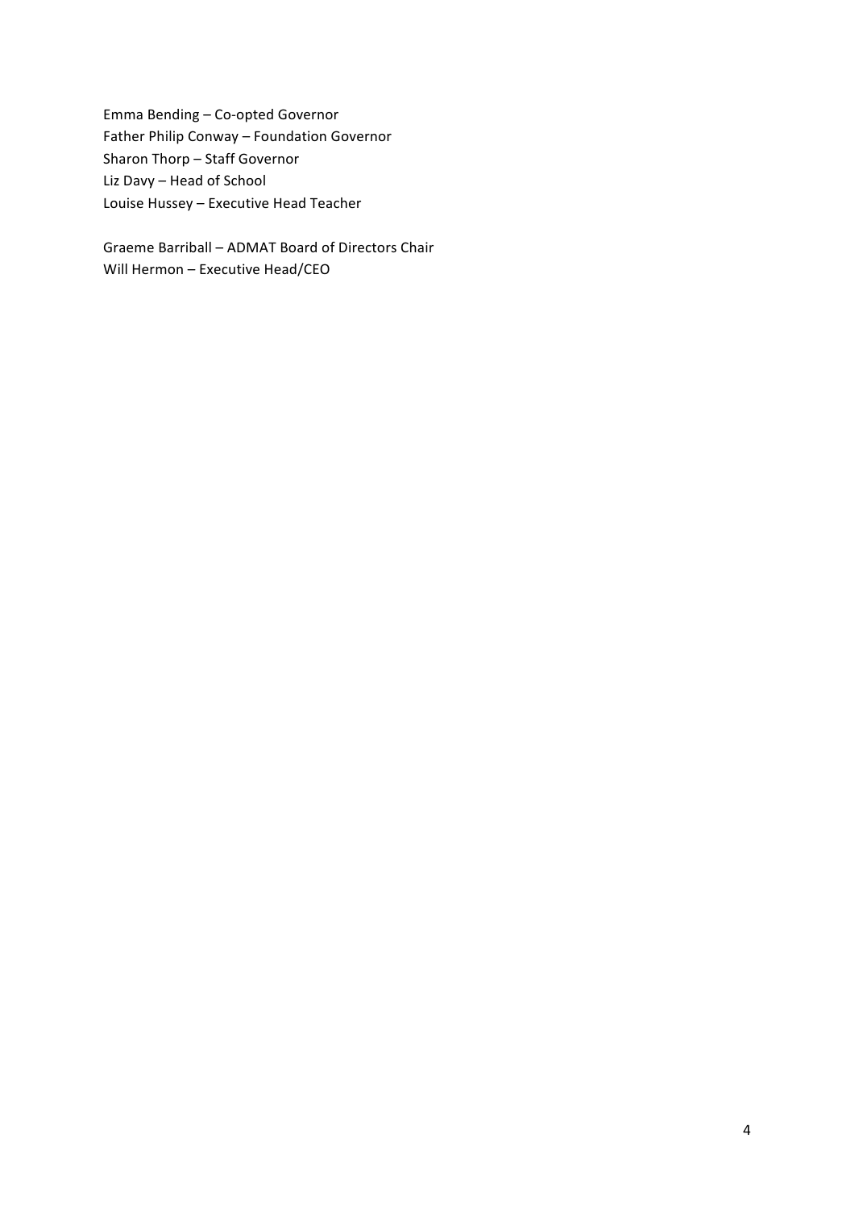Emma Bending – Co-opted Governor
Father Philip Conway – Foundation Governor
Sharon Thorp – Staff Governor
Liz Davy – Head of School
Louise Hussey – Executive Head Teacher

Graeme Barriball – ADMAT Board of Directors Chair
Will Hermon – Executive Head/CEO